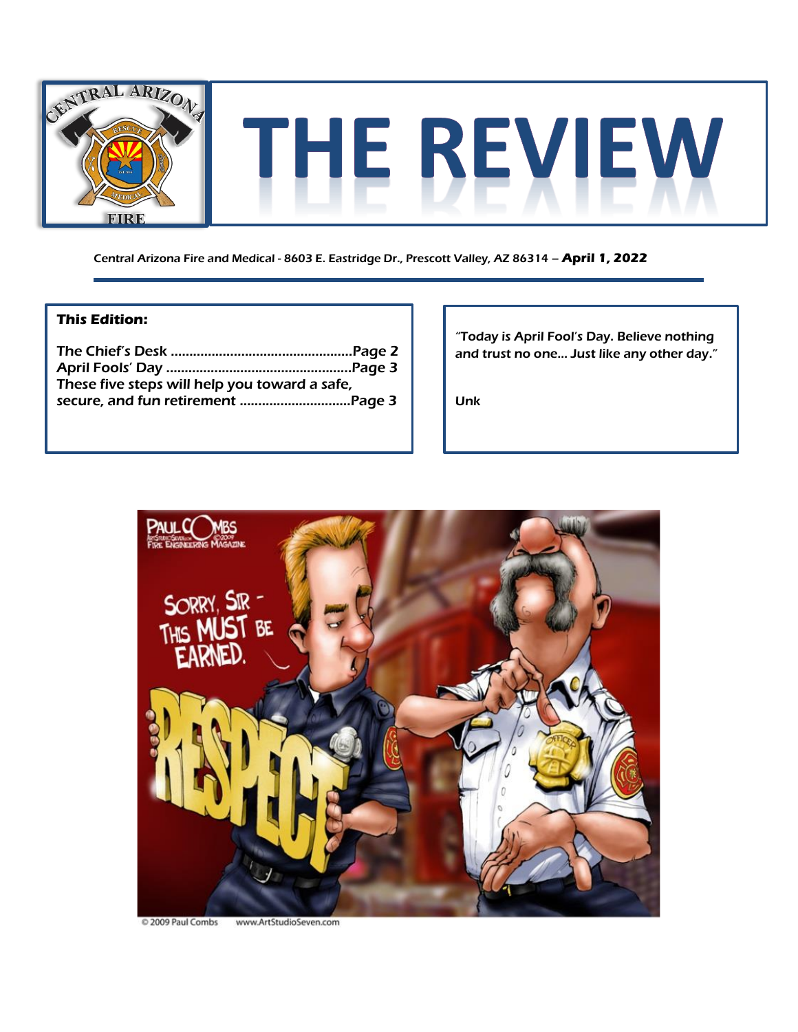# THE REVIEW

Central Arizona Fire and Medical - 8603 E. Eastridge Dr., Prescott Valley, AZ 86314 – **April 1, 2022**

**This Edition:**

The Chief's Desk ................................................Page 2
April Fools' Day ................................................Page 3
These five steps will help you toward a safe, secure, and fun retirement ............................Page 3

"Today is April Fool's Day. Believe nothing and trust no one... Just like any other day."

Unk

© 2009 Paul Combs www.ArtStudioSeven.com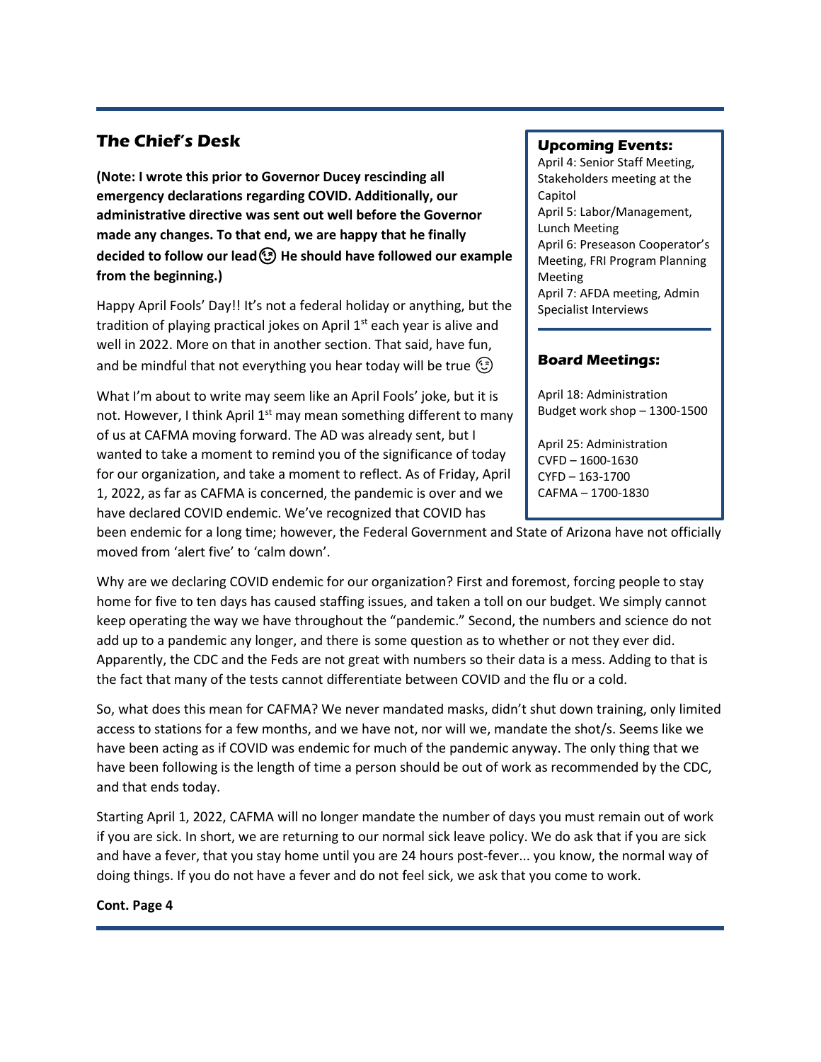## The Chief's Desk

**(Note: I wrote this prior to Governor Ducey rescinding all emergency declarations regarding COVID. Additionally, our administrative directive was sent out well before the Governor made any changes. To that end, we are happy that he finally decided to follow our lead😉 He should have followed our example from the beginning.)**

Happy April Fools' Day!! It's not a federal holiday or anything, but the tradition of playing practical jokes on April 1st each year is alive and well in 2022. More on that in another section. That said, have fun, and be mindful that not everything you hear today will be true 😉

What I'm about to write may seem like an April Fools' joke, but it is not. However, I think April 1st may mean something different to many of us at CAFMA moving forward. The AD was already sent, but I wanted to take a moment to remind you of the significance of today for our organization, and take a moment to reflect. As of Friday, April 1, 2022, as far as CAFMA is concerned, the pandemic is over and we have declared COVID endemic. We've recognized that COVID has been endemic for a long time; however, the Federal Government and State of Arizona have not officially moved from 'alert five' to 'calm down'.

Why are we declaring COVID endemic for our organization? First and foremost, forcing people to stay home for five to ten days has caused staffing issues, and taken a toll on our budget. We simply cannot keep operating the way we have throughout the "pandemic." Second, the numbers and science do not add up to a pandemic any longer, and there is some question as to whether or not they ever did. Apparently, the CDC and the Feds are not great with numbers so their data is a mess. Adding to that is the fact that many of the tests cannot differentiate between COVID and the flu or a cold.

So, what does this mean for CAFMA? We never mandated masks, didn't shut down training, only limited access to stations for a few months, and we have not, nor will we, mandate the shot/s. Seems like we have been acting as if COVID was endemic for much of the pandemic anyway. The only thing that we have been following is the length of time a person should be out of work as recommended by the CDC, and that ends today.

Starting April 1, 2022, CAFMA will no longer mandate the number of days you must remain out of work if you are sick. In short, we are returning to our normal sick leave policy. We do ask that if you are sick and have a fever, that you stay home until you are 24 hours post-fever... you know, the normal way of doing things. If you do not have a fever and do not feel sick, we ask that you come to work.

**Cont. Page 4**

### Upcoming Events:

April 4: Senior Staff Meeting, Stakeholders meeting at the Capitol
April 5: Labor/Management, Lunch Meeting
April 6: Preseason Cooperator's Meeting, FRI Program Planning Meeting
April 7: AFDA meeting, Admin Specialist Interviews

### Board Meetings:

April 18: Administration Budget work shop – 1300-1500

April 25: Administration
CVFD – 1600-1630
CYFD – 163-1700
CAFMA – 1700-1830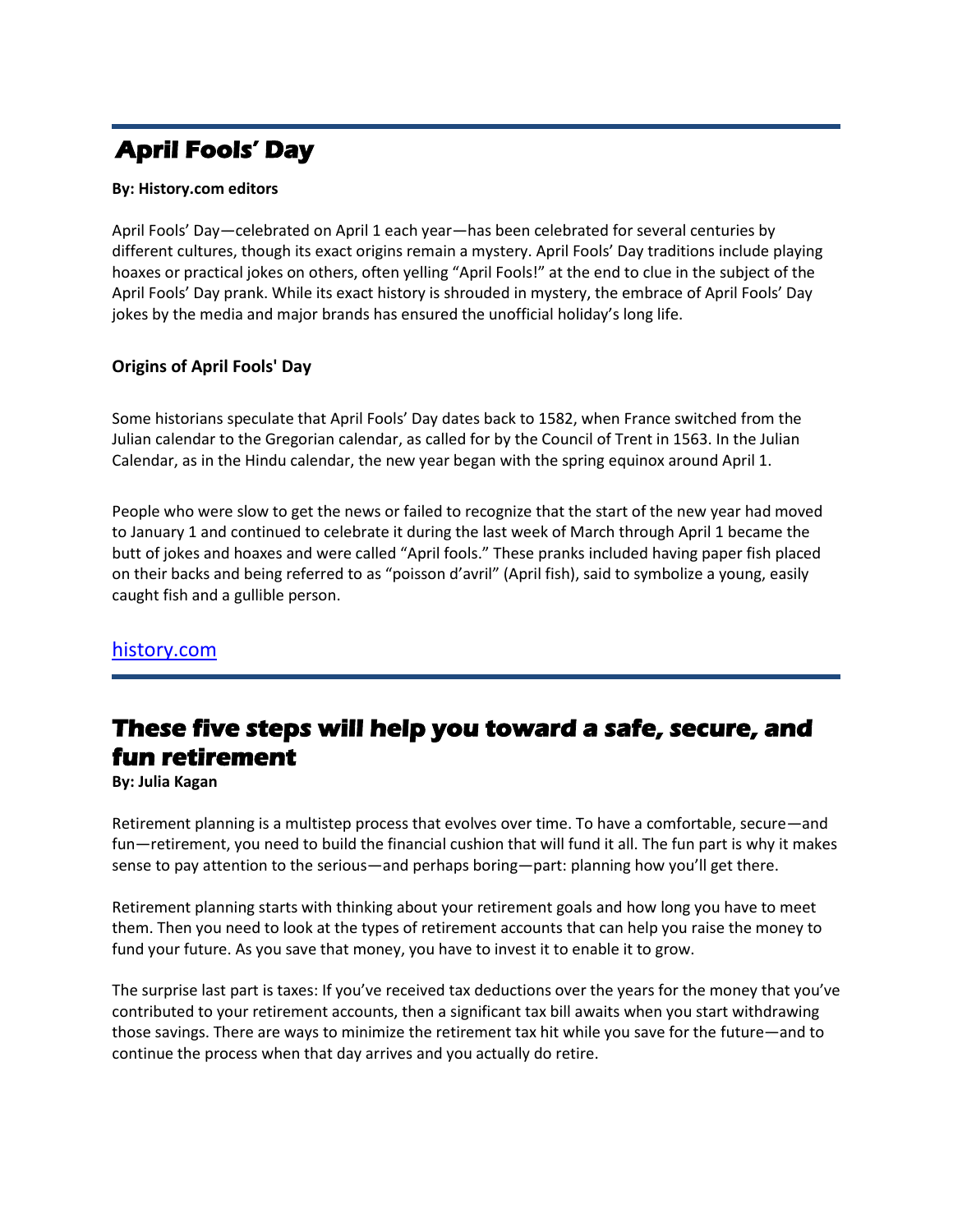# April Fools' Day

**By: History.com editors**

April Fools' Day—celebrated on April 1 each year—has been celebrated for several centuries by different cultures, though its exact origins remain a mystery. April Fools' Day traditions include playing hoaxes or practical jokes on others, often yelling "April Fools!" at the end to clue in the subject of the April Fools' Day prank. While its exact history is shrouded in mystery, the embrace of April Fools' Day jokes by the media and major brands has ensured the unofficial holiday's long life.

**Origins of April Fools' Day**

Some historians speculate that April Fools' Day dates back to 1582, when France switched from the Julian calendar to the Gregorian calendar, as called for by the Council of Trent in 1563. In the Julian Calendar, as in the Hindu calendar, the new year began with the spring equinox around April 1.

People who were slow to get the news or failed to recognize that the start of the new year had moved to January 1 and continued to celebrate it during the last week of March through April 1 became the butt of jokes and hoaxes and were called "April fools." These pranks included having paper fish placed on their backs and being referred to as "poisson d'avril" (April fish), said to symbolize a young, easily caught fish and a gullible person.

[history.com](history.com)

# These five steps will help you toward a safe, secure, and fun retirement

**By: Julia Kagan**

Retirement planning is a multistep process that evolves over time. To have a comfortable, secure—and fun—retirement, you need to build the financial cushion that will fund it all. The fun part is why it makes sense to pay attention to the serious—and perhaps boring—part: planning how you'll get there.

Retirement planning starts with thinking about your retirement goals and how long you have to meet them. Then you need to look at the types of retirement accounts that can help you raise the money to fund your future. As you save that money, you have to invest it to enable it to grow.

The surprise last part is taxes: If you've received tax deductions over the years for the money that you've contributed to your retirement accounts, then a significant tax bill awaits when you start withdrawing those savings. There are ways to minimize the retirement tax hit while you save for the future—and to continue the process when that day arrives and you actually do retire.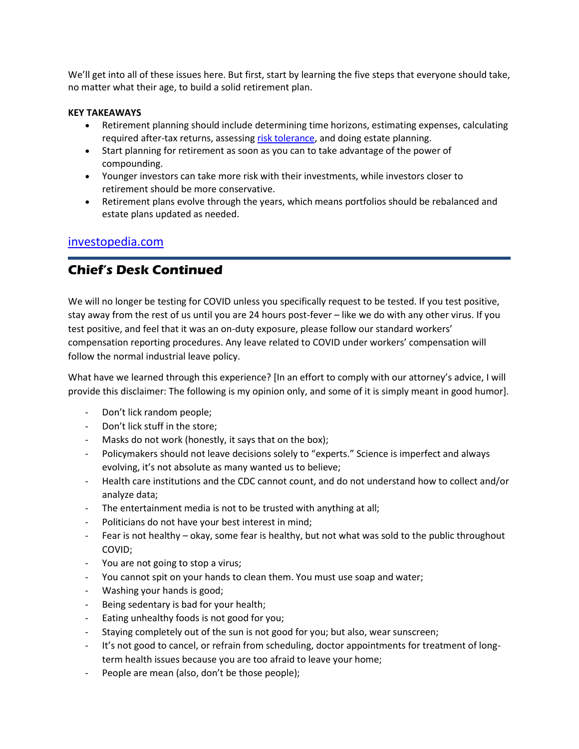We'll get into all of these issues here. But first, start by learning the five steps that everyone should take, no matter what their age, to build a solid retirement plan.

**KEY TAKEAWAYS**

- Retirement planning should include determining time horizons, estimating expenses, calculating required after-tax returns, assessing risk tolerance, and doing estate planning.
- Start planning for retirement as soon as you can to take advantage of the power of compounding.
- Younger investors can take more risk with their investments, while investors closer to retirement should be more conservative.
- Retirement plans evolve through the years, which means portfolios should be rebalanced and estate plans updated as needed.

investopedia.com

## Chief's Desk Continued

We will no longer be testing for COVID unless you specifically request to be tested. If you test positive, stay away from the rest of us until you are 24 hours post-fever – like we do with any other virus. If you test positive, and feel that it was an on-duty exposure, please follow our standard workers' compensation reporting procedures. Any leave related to COVID under workers' compensation will follow the normal industrial leave policy.

What have we learned through this experience? [In an effort to comply with our attorney's advice, I will provide this disclaimer: The following is my opinion only, and some of it is simply meant in good humor].

- Don't lick random people;
- Don't lick stuff in the store;
- Masks do not work (honestly, it says that on the box);
- Policymakers should not leave decisions solely to "experts." Science is imperfect and always evolving, it's not absolute as many wanted us to believe;
- Health care institutions and the CDC cannot count, and do not understand how to collect and/or analyze data;
- The entertainment media is not to be trusted with anything at all;
- Politicians do not have your best interest in mind;
- Fear is not healthy – okay, some fear is healthy, but not what was sold to the public throughout COVID;
- You are not going to stop a virus;
- You cannot spit on your hands to clean them. You must use soap and water;
- Washing your hands is good;
- Being sedentary is bad for your health;
- Eating unhealthy foods is not good for you;
- Staying completely out of the sun is not good for you; but also, wear sunscreen;
- It's not good to cancel, or refrain from scheduling, doctor appointments for treatment of long-term health issues because you are too afraid to leave your home;
- People are mean (also, don't be those people);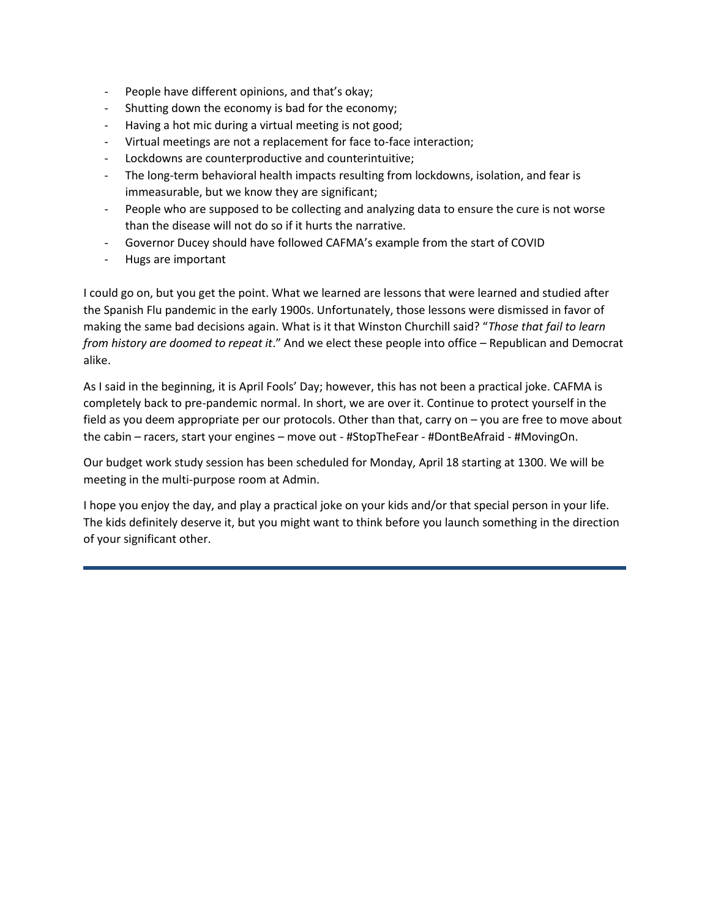- People have different opinions, and that's okay;
- Shutting down the economy is bad for the economy;
- Having a hot mic during a virtual meeting is not good;
- Virtual meetings are not a replacement for face to-face interaction;
- Lockdowns are counterproductive and counterintuitive;
- The long-term behavioral health impacts resulting from lockdowns, isolation, and fear is immeasurable, but we know they are significant;
- People who are supposed to be collecting and analyzing data to ensure the cure is not worse than the disease will not do so if it hurts the narrative.
- Governor Ducey should have followed CAFMA's example from the start of COVID
- Hugs are important

I could go on, but you get the point. What we learned are lessons that were learned and studied after the Spanish Flu pandemic in the early 1900s. Unfortunately, those lessons were dismissed in favor of making the same bad decisions again. What is it that Winston Churchill said? "*Those that fail to learn from history are doomed to repeat it*." And we elect these people into office – Republican and Democrat alike.

As I said in the beginning, it is April Fools' Day; however, this has not been a practical joke. CAFMA is completely back to pre-pandemic normal. In short, we are over it. Continue to protect yourself in the field as you deem appropriate per our protocols. Other than that, carry on – you are free to move about the cabin – racers, start your engines – move out - #StopTheFear - #DontBeAfraid - #MovingOn.

Our budget work study session has been scheduled for Monday, April 18 starting at 1300. We will be meeting in the multi-purpose room at Admin.

I hope you enjoy the day, and play a practical joke on your kids and/or that special person in your life. The kids definitely deserve it, but you might want to think before you launch something in the direction of your significant other.